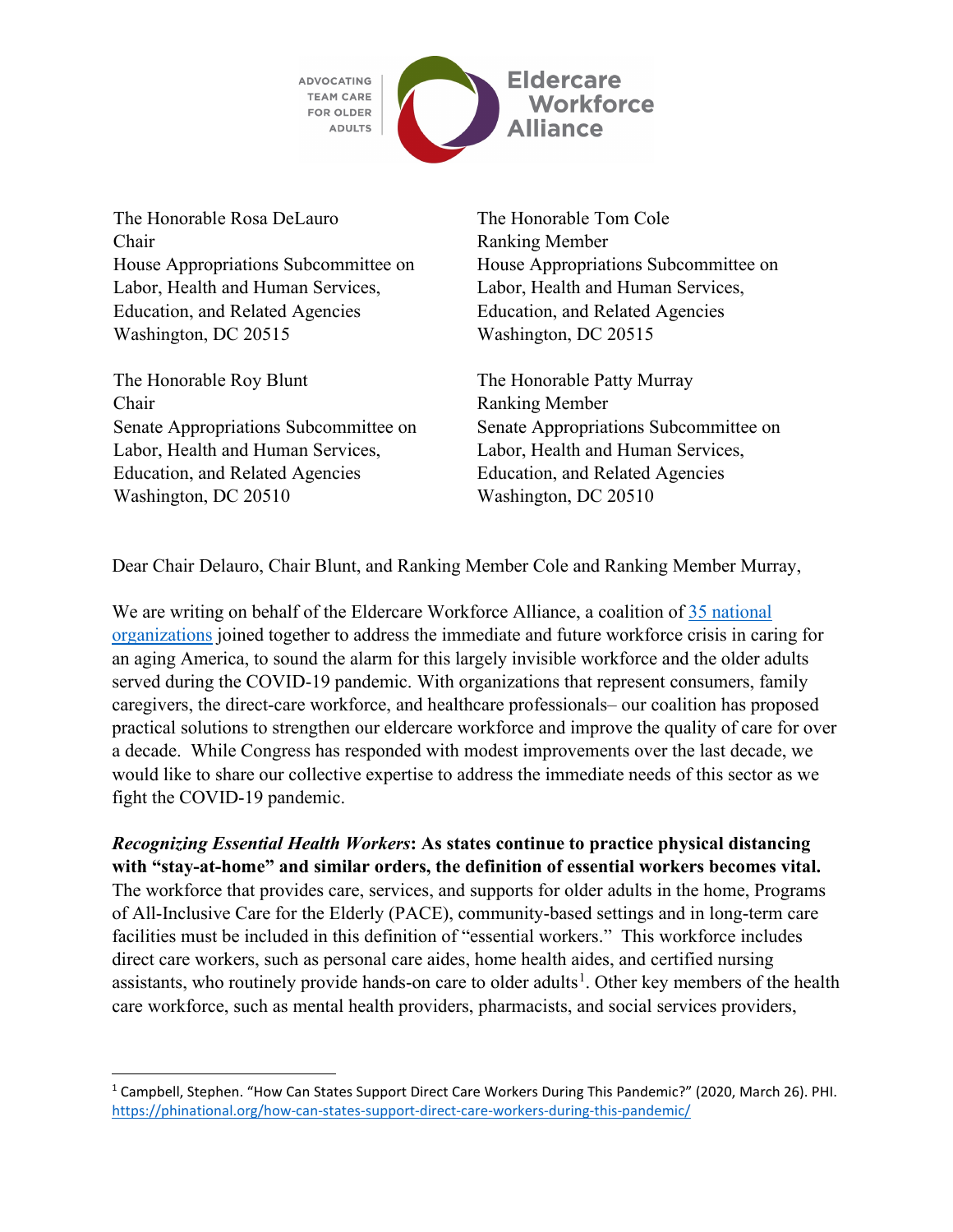ADVOCATING TEAM CARE FOR OLDER ADULTS | Eldercare Workforce Alliance

The Honorable Rosa DeLauro
Chair
House Appropriations Subcommittee on Labor, Health and Human Services, Education, and Related Agencies
Washington, DC 20515

The Honorable Tom Cole
Ranking Member
House Appropriations Subcommittee on Labor, Health and Human Services, Education, and Related Agencies
Washington, DC 20515

The Honorable Roy Blunt
Chair
Senate Appropriations Subcommittee on Labor, Health and Human Services, Education, and Related Agencies
Washington, DC 20510

The Honorable Patty Murray
Ranking Member
Senate Appropriations Subcommittee on Labor, Health and Human Services, Education, and Related Agencies
Washington, DC 20510

Dear Chair Delauro, Chair Blunt, and Ranking Member Cole and Ranking Member Murray,

We are writing on behalf of the Eldercare Workforce Alliance, a coalition of [35 national organizations] joined together to address the immediate and future workforce crisis in caring for an aging America, to sound the alarm for this largely invisible workforce and the older adults served during the COVID-19 pandemic. With organizations that represent consumers, family caregivers, the direct-care workforce, and healthcare professionals– our coalition has proposed practical solutions to strengthen our eldercare workforce and improve the quality of care for over a decade. While Congress has responded with modest improvements over the last decade, we would like to share our collective expertise to address the immediate needs of this sector as we fight the COVID-19 pandemic.

***Recognizing Essential Health Workers*: As states continue to practice physical distancing with "stay-at-home" and similar orders, the definition of essential workers becomes vital.** The workforce that provides care, services, and supports for older adults in the home, Programs of All-Inclusive Care for the Elderly (PACE), community-based settings and in long-term care facilities must be included in this definition of "essential workers." This workforce includes direct care workers, such as personal care aides, home health aides, and certified nursing assistants, who routinely provide hands-on care to older adults[1]. Other key members of the health care workforce, such as mental health providers, pharmacists, and social services providers,

[1] Campbell, Stephen. "How Can States Support Direct Care Workers During This Pandemic?" (2020, March 26). PHI. https://phinational.org/how-can-states-support-direct-care-workers-during-this-pandemic/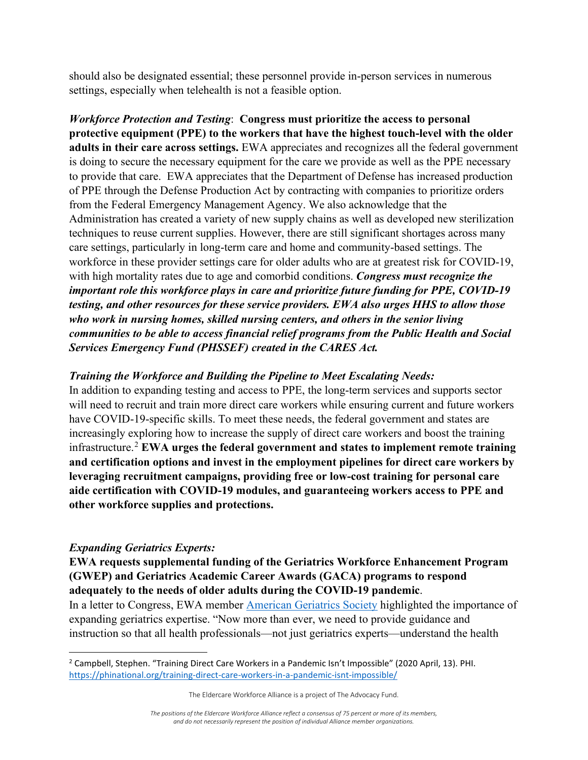should also be designated essential; these personnel provide in-person services in numerous settings, especially when telehealth is not a feasible option.

***Workforce Protection and Testing***: **Congress must prioritize the access to personal protective equipment (PPE) to the workers that have the highest touch-level with the older adults in their care across settings.** EWA appreciates and recognizes all the federal government is doing to secure the necessary equipment for the care we provide as well as the PPE necessary to provide that care. EWA appreciates that the Department of Defense has increased production of PPE through the Defense Production Act by contracting with companies to prioritize orders from the Federal Emergency Management Agency. We also acknowledge that the Administration has created a variety of new supply chains as well as developed new sterilization techniques to reuse current supplies. However, there are still significant shortages across many care settings, particularly in long-term care and home and community-based settings. The workforce in these provider settings care for older adults who are at greatest risk for COVID-19, with high mortality rates due to age and comorbid conditions. ***Congress must recognize the important role this workforce plays in care and prioritize future funding for PPE, COVID-19 testing, and other resources for these service providers. EWA also urges HHS to allow those who work in nursing homes, skilled nursing centers, and others in the senior living communities to be able to access financial relief programs from the Public Health and Social Services Emergency Fund (PHSSEF) created in the CARES Act.***

***Training the Workforce and Building the Pipeline to Meet Escalating Needs:***

In addition to expanding testing and access to PPE, the long-term services and supports sector will need to recruit and train more direct care workers while ensuring current and future workers have COVID-19-specific skills. To meet these needs, the federal government and states are increasingly exploring how to increase the supply of direct care workers and boost the training infrastructure.[2] **EWA urges the federal government and states to implement remote training and certification options and invest in the employment pipelines for direct care workers by leveraging recruitment campaigns, providing free or low-cost training for personal care aide certification with COVID-19 modules, and guaranteeing workers access to PPE and other workforce supplies and protections.**

***Expanding Geriatrics Experts:***

**EWA requests supplemental funding of the Geriatrics Workforce Enhancement Program (GWEP) and Geriatrics Academic Career Awards (GACA) programs to respond adequately to the needs of older adults during the COVID-19 pandemic**.

In a letter to Congress, EWA member American Geriatrics Society highlighted the importance of expanding geriatrics expertise. "Now more than ever, we need to provide guidance and instruction so that all health professionals—not just geriatrics experts—understand the health

---

[2] Campbell, Stephen. "Training Direct Care Workers in a Pandemic Isn't Impossible" (2020 April, 13). PHI. https://phinational.org/training-direct-care-workers-in-a-pandemic-isnt-impossible/

The Eldercare Workforce Alliance is a project of The Advocacy Fund.

*The positions of the Eldercare Workforce Alliance reflect a consensus of 75 percent or more of its members, and do not necessarily represent the position of individual Alliance member organizations.*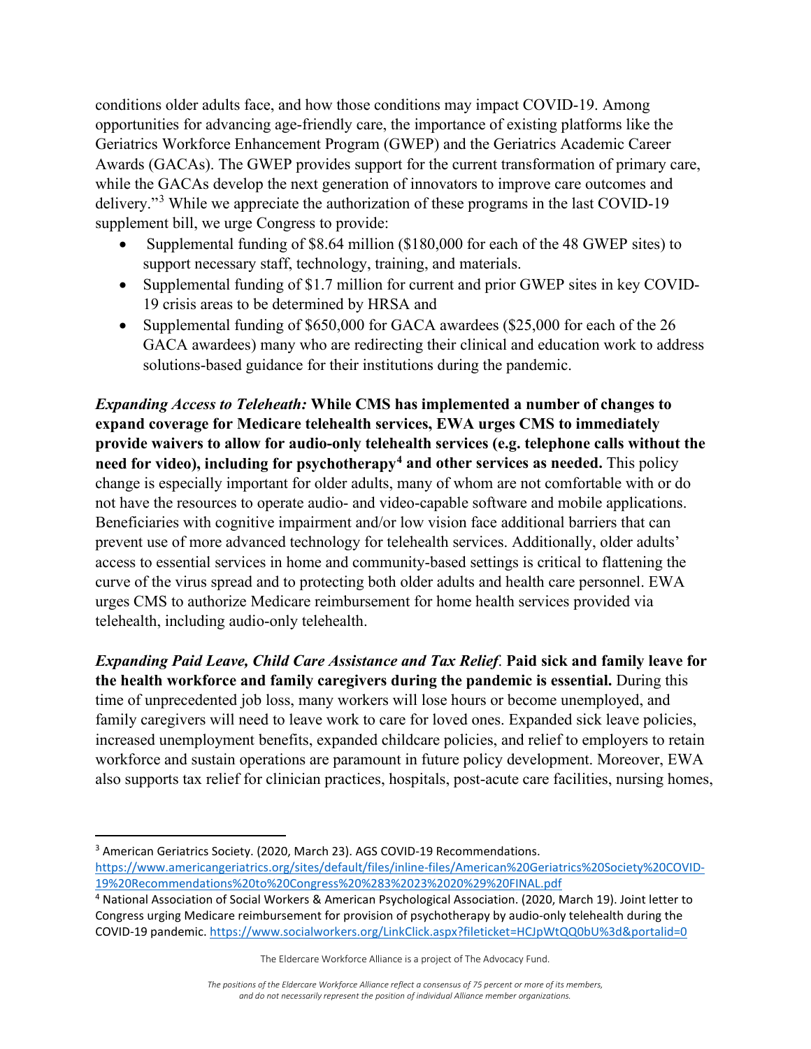conditions older adults face, and how those conditions may impact COVID-19. Among opportunities for advancing age-friendly care, the importance of existing platforms like the Geriatrics Workforce Enhancement Program (GWEP) and the Geriatrics Academic Career Awards (GACAs). The GWEP provides support for the current transformation of primary care, while the GACAs develop the next generation of innovators to improve care outcomes and delivery."[3] While we appreciate the authorization of these programs in the last COVID-19 supplement bill, we urge Congress to provide:

- Supplemental funding of $8.64 million ($180,000 for each of the 48 GWEP sites) to support necessary staff, technology, training, and materials.
- Supplemental funding of $1.7 million for current and prior GWEP sites in key COVID-19 crisis areas to be determined by HRSA and
- Supplemental funding of $650,000 for GACA awardees ($25,000 for each of the 26 GACA awardees) many who are redirecting their clinical and education work to address solutions-based guidance for their institutions during the pandemic.

***Expanding Access to Teleheath:*** **While CMS has implemented a number of changes to expand coverage for Medicare telehealth services, EWA urges CMS to immediately provide waivers to allow for audio-only telehealth services (e.g. telephone calls without the need for video), including for psychotherapy[4] and other services as needed.** This policy change is especially important for older adults, many of whom are not comfortable with or do not have the resources to operate audio- and video-capable software and mobile applications. Beneficiaries with cognitive impairment and/or low vision face additional barriers that can prevent use of more advanced technology for telehealth services. Additionally, older adults' access to essential services in home and community-based settings is critical to flattening the curve of the virus spread and to protecting both older adults and health care personnel. EWA urges CMS to authorize Medicare reimbursement for home health services provided via telehealth, including audio-only telehealth.

***Expanding Paid Leave, Child Care Assistance and Tax Relief*.** **Paid sick and family leave for the health workforce and family caregivers during the pandemic is essential.** During this time of unprecedented job loss, many workers will lose hours or become unemployed, and family caregivers will need to leave work to care for loved ones. Expanded sick leave policies, increased unemployment benefits, expanded childcare policies, and relief to employers to retain workforce and sustain operations are paramount in future policy development. Moreover, EWA also supports tax relief for clinician practices, hospitals, post-acute care facilities, nursing homes,

---

[3] American Geriatrics Society. (2020, March 23). AGS COVID-19 Recommendations. https://www.americangeriatrics.org/sites/default/files/inline-files/American%20Geriatrics%20Society%20COVID-19%20Recommendations%20to%20Congress%20%283%2023%2020%29%20FINAL.pdf

[4] National Association of Social Workers & American Psychological Association. (2020, March 19). Joint letter to Congress urging Medicare reimbursement for provision of psychotherapy by audio-only telehealth during the COVID-19 pandemic. https://www.socialworkers.org/LinkClick.aspx?fileticket=HCJpWtQQ0bU%3d&portalid=0

The Eldercare Workforce Alliance is a project of The Advocacy Fund.

*The positions of the Eldercare Workforce Alliance reflect a consensus of 75 percent or more of its members, and do not necessarily represent the position of individual Alliance member organizations.*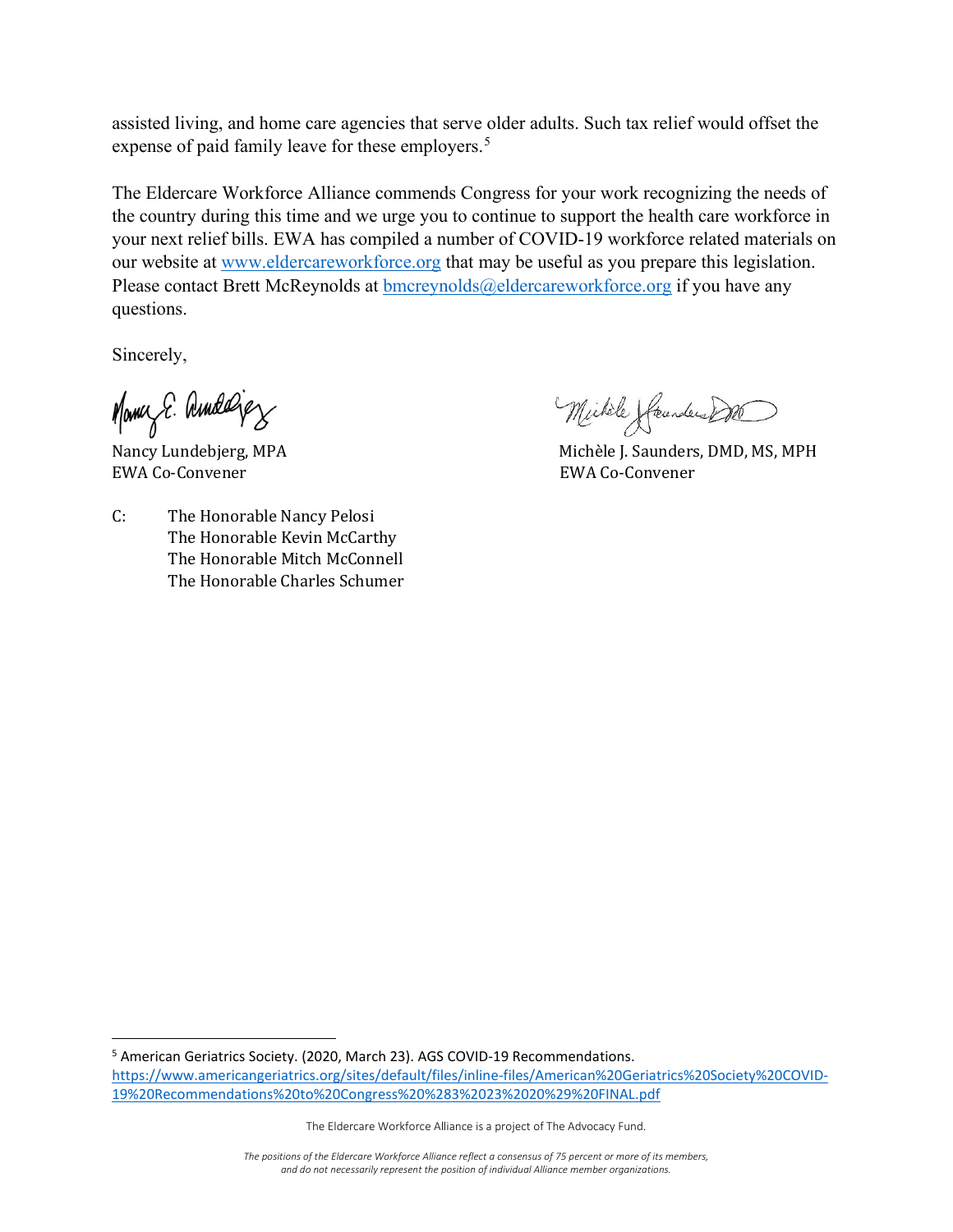assisted living, and home care agencies that serve older adults. Such tax relief would offset the expense of paid family leave for these employers.[5]

The Eldercare Workforce Alliance commends Congress for your work recognizing the needs of the country during this time and we urge you to continue to support the health care workforce in your next relief bills. EWA has compiled a number of COVID-19 workforce related materials on our website at www.eldercareworkforce.org that may be useful as you prepare this legislation. Please contact Brett McReynolds at bmcreynolds@eldercareworkforce.org if you have any questions.

Sincerely,

Nancy Lundebjerg, MPA
EWA Co-Convener

Michèle J. Saunders, DMD, MS, MPH
EWA Co-Convener

C: The Honorable Nancy Pelosi
The Honorable Kevin McCarthy
The Honorable Mitch McConnell
The Honorable Charles Schumer

---

[5] American Geriatrics Society. (2020, March 23). AGS COVID-19 Recommendations. https://www.americangeriatrics.org/sites/default/files/inline-files/American%20Geriatrics%20Society%20COVID-19%20Recommendations%20to%20Congress%20%283%2023%2020%29%20FINAL.pdf

The Eldercare Workforce Alliance is a project of The Advocacy Fund.

*The positions of the Eldercare Workforce Alliance reflect a consensus of 75 percent or more of its members, and do not necessarily represent the position of individual Alliance member organizations.*